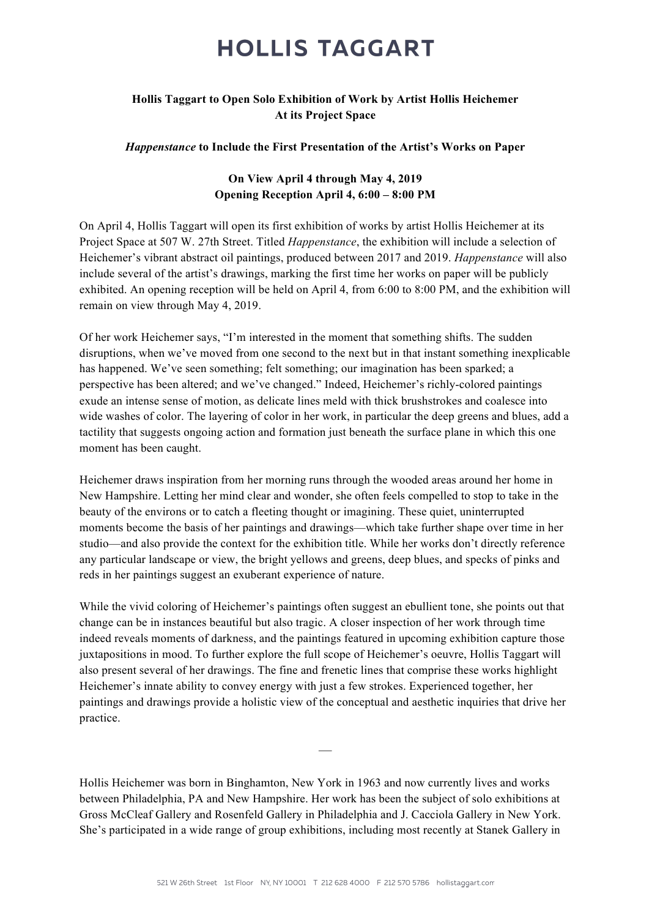# HOLLIS TAGGART

**Hollis Taggart to Open Solo Exhibition of Work by Artist Hollis Heichemer At its Project Space**

***Happenstance* to Include the First Presentation of the Artist's Works on Paper**

**On View April 4 through May 4, 2019**
**Opening Reception April 4, 6:00 – 8:00 PM**

On April 4, Hollis Taggart will open its first exhibition of works by artist Hollis Heichemer at its Project Space at 507 W. 27th Street. Titled *Happenstance*, the exhibition will include a selection of Heichemer's vibrant abstract oil paintings, produced between 2017 and 2019. *Happenstance* will also include several of the artist's drawings, marking the first time her works on paper will be publicly exhibited. An opening reception will be held on April 4, from 6:00 to 8:00 PM, and the exhibition will remain on view through May 4, 2019.

Of her work Heichemer says, "I'm interested in the moment that something shifts. The sudden disruptions, when we've moved from one second to the next but in that instant something inexplicable has happened. We've seen something; felt something; our imagination has been sparked; a perspective has been altered; and we've changed." Indeed, Heichemer's richly-colored paintings exude an intense sense of motion, as delicate lines meld with thick brushstrokes and coalesce into wide washes of color. The layering of color in her work, in particular the deep greens and blues, add a tactility that suggests ongoing action and formation just beneath the surface plane in which this one moment has been caught.

Heichemer draws inspiration from her morning runs through the wooded areas around her home in New Hampshire. Letting her mind clear and wonder, she often feels compelled to stop to take in the beauty of the environs or to catch a fleeting thought or imagining. These quiet, uninterrupted moments become the basis of her paintings and drawings—which take further shape over time in her studio—and also provide the context for the exhibition title. While her works don't directly reference any particular landscape or view, the bright yellows and greens, deep blues, and specks of pinks and reds in her paintings suggest an exuberant experience of nature.

While the vivid coloring of Heichemer's paintings often suggest an ebullient tone, she points out that change can be in instances beautiful but also tragic. A closer inspection of her work through time indeed reveals moments of darkness, and the paintings featured in upcoming exhibition capture those juxtapositions in mood. To further explore the full scope of Heichemer's oeuvre, Hollis Taggart will also present several of her drawings. The fine and frenetic lines that comprise these works highlight Heichemer's innate ability to convey energy with just a few strokes. Experienced together, her paintings and drawings provide a holistic view of the conceptual and aesthetic inquiries that drive her practice.

—

Hollis Heichemer was born in Binghamton, New York in 1963 and now currently lives and works between Philadelphia, PA and New Hampshire. Her work has been the subject of solo exhibitions at Gross McCleaf Gallery and Rosenfeld Gallery in Philadelphia and J. Cacciola Gallery in New York. She's participated in a wide range of group exhibitions, including most recently at Stanek Gallery in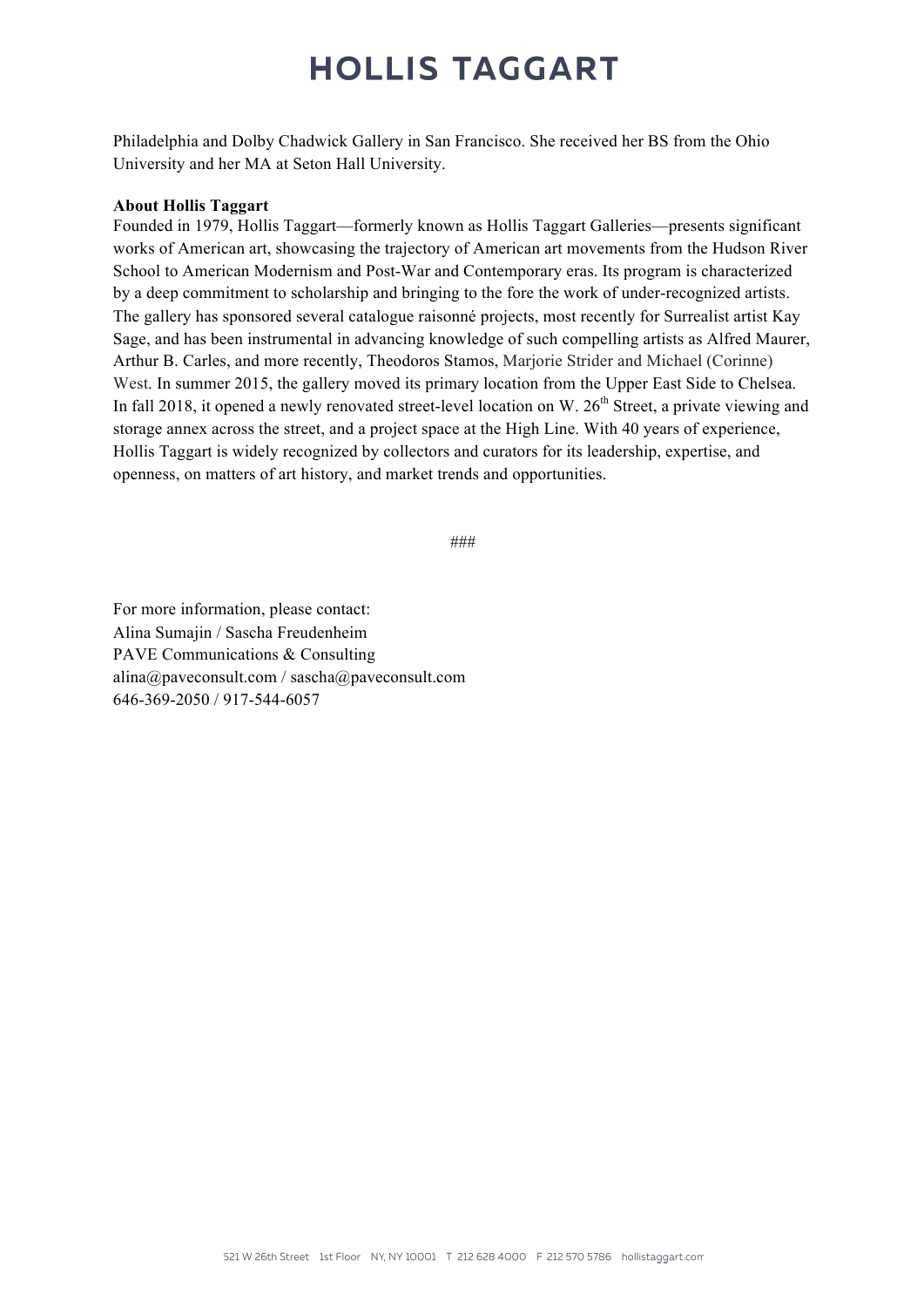Philadelphia and Dolby Chadwick Gallery in San Francisco. She received her BS from the Ohio University and her MA at Seton Hall University.

**About Hollis Taggart**

Founded in 1979, Hollis Taggart—formerly known as Hollis Taggart Galleries—presents significant works of American art, showcasing the trajectory of American art movements from the Hudson River School to American Modernism and Post-War and Contemporary eras. Its program is characterized by a deep commitment to scholarship and bringing to the fore the work of under-recognized artists. The gallery has sponsored several catalogue raisonné projects, most recently for Surrealist artist Kay Sage, and has been instrumental in advancing knowledge of such compelling artists as Alfred Maurer, Arthur B. Carles, and more recently, Theodoros Stamos, Marjorie Strider and Michael (Corinne) West. In summer 2015, the gallery moved its primary location from the Upper East Side to Chelsea. In fall 2018, it opened a newly renovated street-level location on W. 26th Street, a private viewing and storage annex across the street, and a project space at the High Line. With 40 years of experience, Hollis Taggart is widely recognized by collectors and curators for its leadership, expertise, and openness, on matters of art history, and market trends and opportunities.

###

For more information, please contact:  
Alina Sumajin / Sascha Freudenheim  
PAVE Communications & Consulting  
alina@paveconsult.com / sascha@paveconsult.com  
646-369-2050 / 917-544-6057